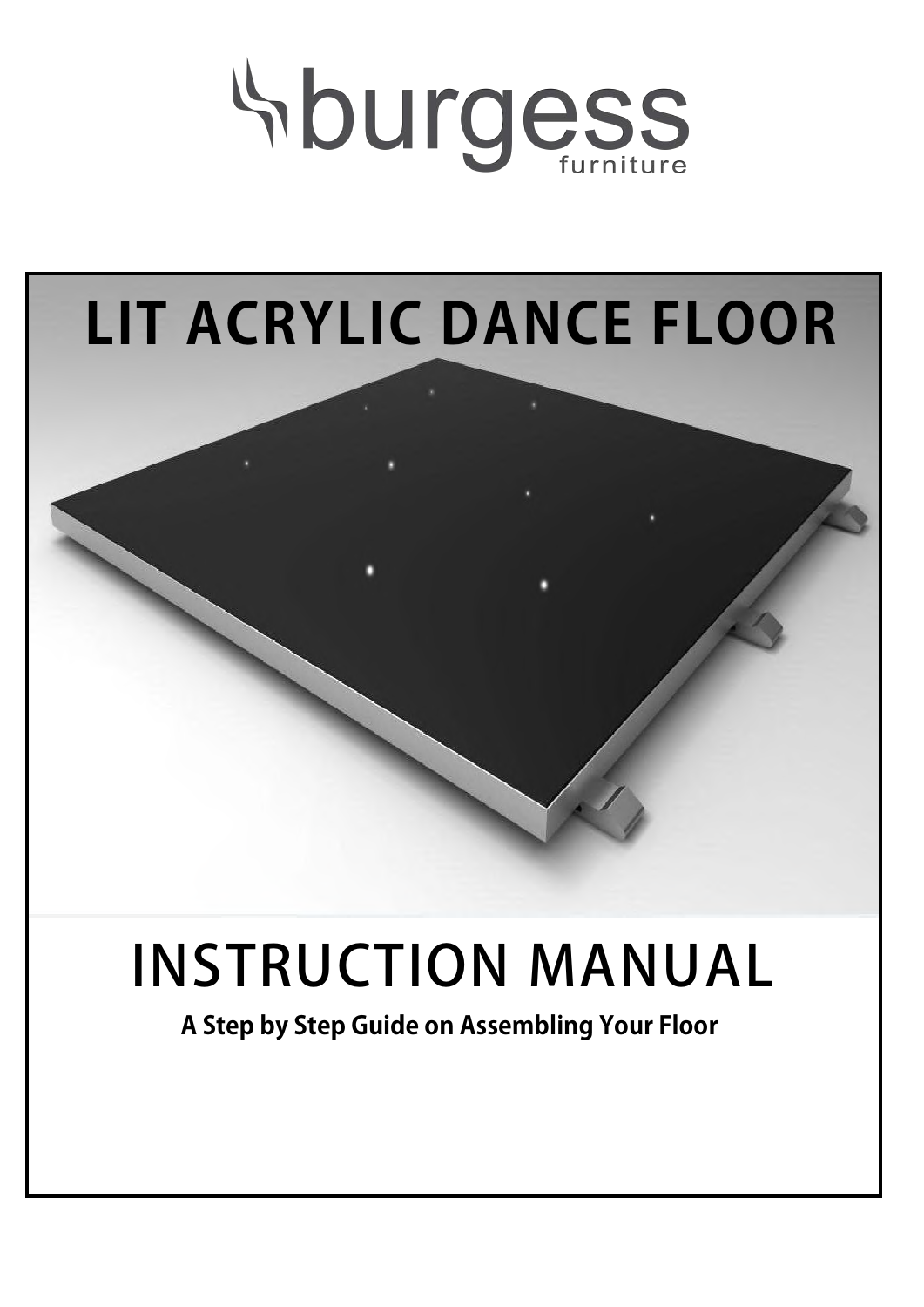burgess furniture

# LIT ACRYLIC DANCE FLOOR

# INSTRUCTION MANUAL

**A Step by Step Guide on Assembling Your Floor**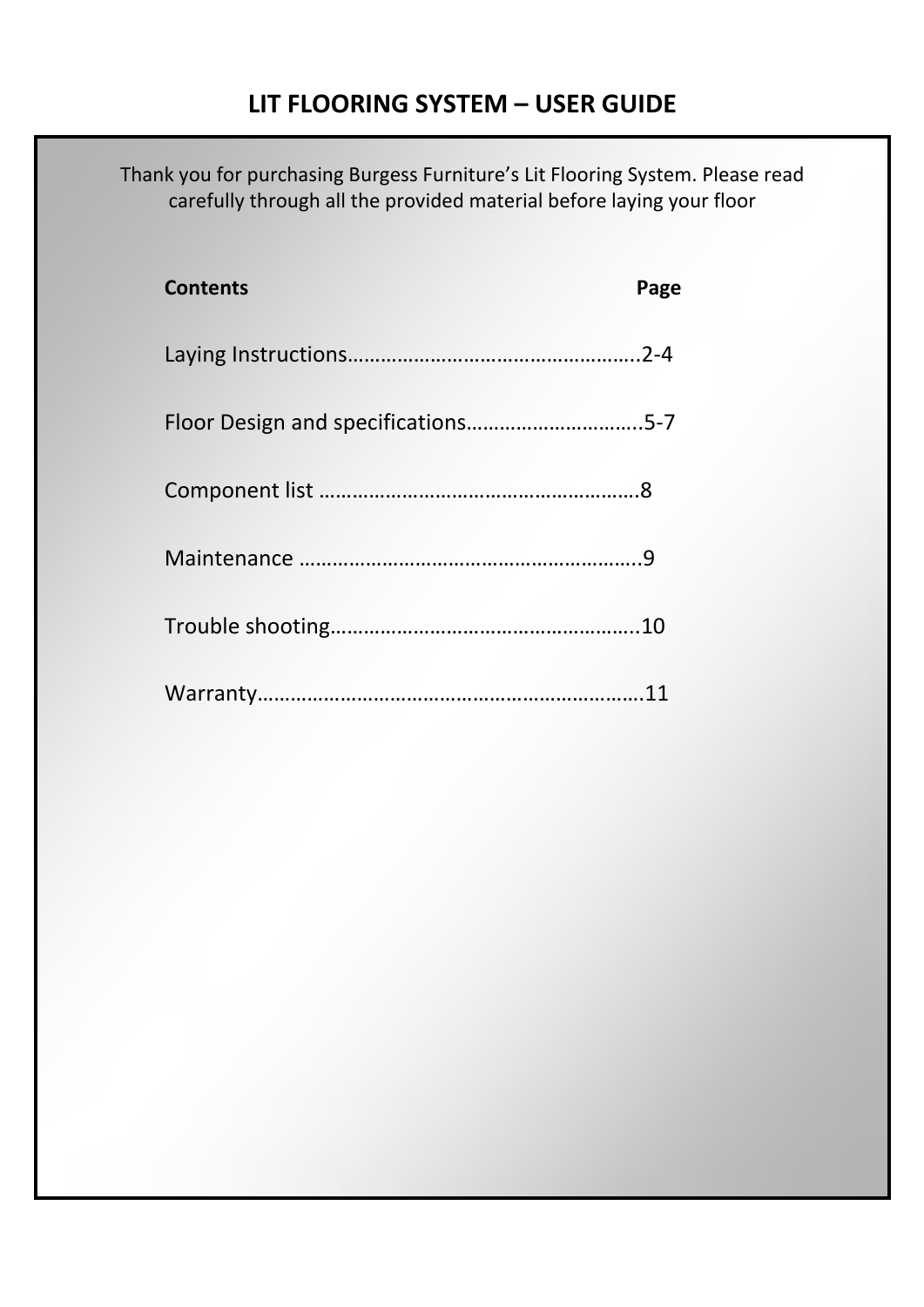# LIT FLOORING SYSTEM – USER GUIDE

Thank you for purchasing Burgess Furniture's Lit Flooring System. Please read carefully through all the provided material before laying your floor

| Contents | Page |
| --- | --- |
| Laying Instructions | 2-4 |
| Floor Design and specifications | 5-7 |
| Component list | 8 |
| Maintenance | 9 |
| Trouble shooting | 10 |
| Warranty | 11 |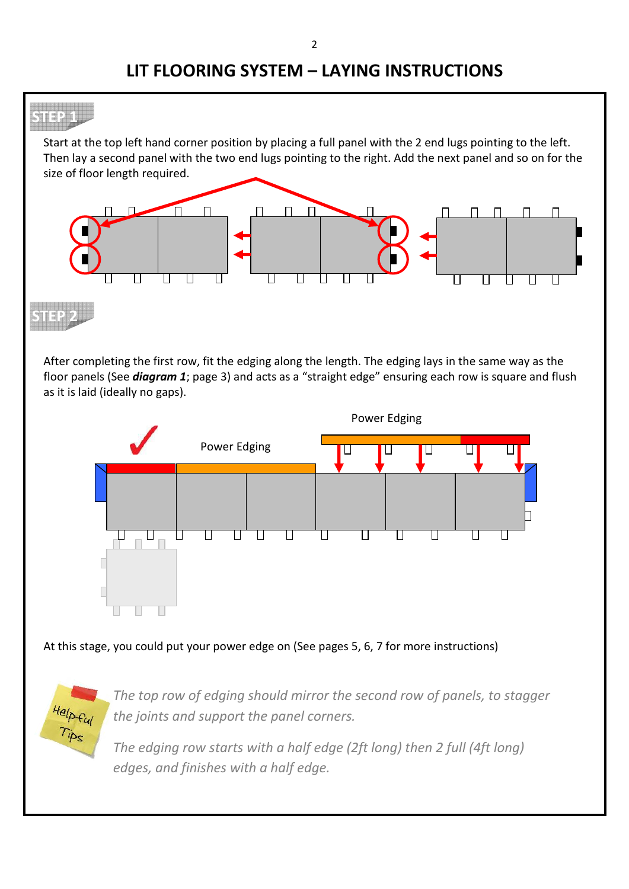# LIT FLOORING SYSTEM – LAYING INSTRUCTIONS

## STEP 1

Start at the top left hand corner position by placing a full panel with the 2 end lugs pointing to the left. Then lay a second panel with the two end lugs pointing to the right. Add the next panel and so on for the size of floor length required.

## STEP 2

After completing the first row, fit the edging along the length. The edging lays in the same way as the floor panels (See ***diagram 1***; page 3) and acts as a "straight edge" ensuring each row is square and flush as it is laid (ideally no gaps).

Power Edging

Power Edging

At this stage, you could put your power edge on (See pages 5, 6, 7 for more instructions)

Helpful Tips

*The top row of edging should mirror the second row of panels, to stagger the joints and support the panel corners.*

*The edging row starts with a half edge (2ft long) then 2 full (4ft long) edges, and finishes with a half edge.*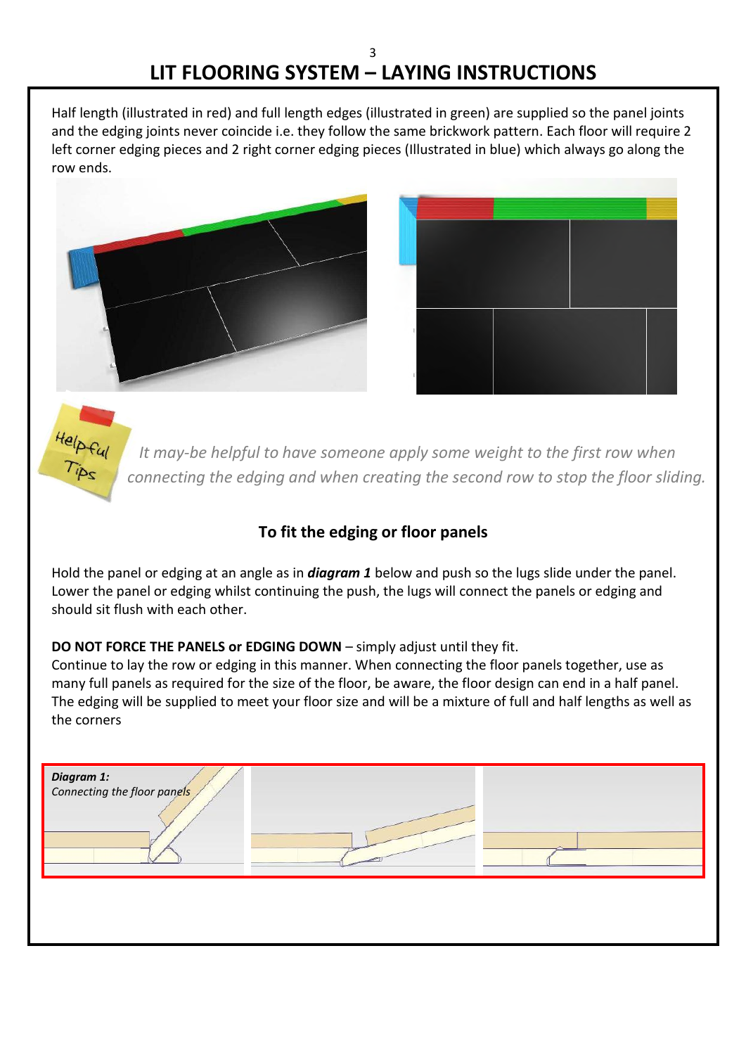# LIT FLOORING SYSTEM – LAYING INSTRUCTIONS

Half length (illustrated in red) and full length edges (illustrated in green) are supplied so the panel joints and the edging joints never coincide i.e. they follow the same brickwork pattern. Each floor will require 2 left corner edging pieces and 2 right corner edging pieces (Illustrated in blue) which always go along the row ends.

Helpful Tips

*It may-be helpful to have someone apply some weight to the first row when connecting the edging and when creating the second row to stop the floor sliding.*

## To fit the edging or floor panels

Hold the panel or edging at an angle as in ***diagram 1*** below and push so the lugs slide under the panel. Lower the panel or edging whilst continuing the push, the lugs will connect the panels or edging and should sit flush with each other.

**DO NOT FORCE THE PANELS or EDGING DOWN** – simply adjust until they fit.
Continue to lay the row or edging in this manner. When connecting the floor panels together, use as many full panels as required for the size of the floor, be aware, the floor design can end in a half panel. The edging will be supplied to meet your floor size and will be a mixture of full and half lengths as well as the corners

***Diagram 1:***
*Connecting the floor panels*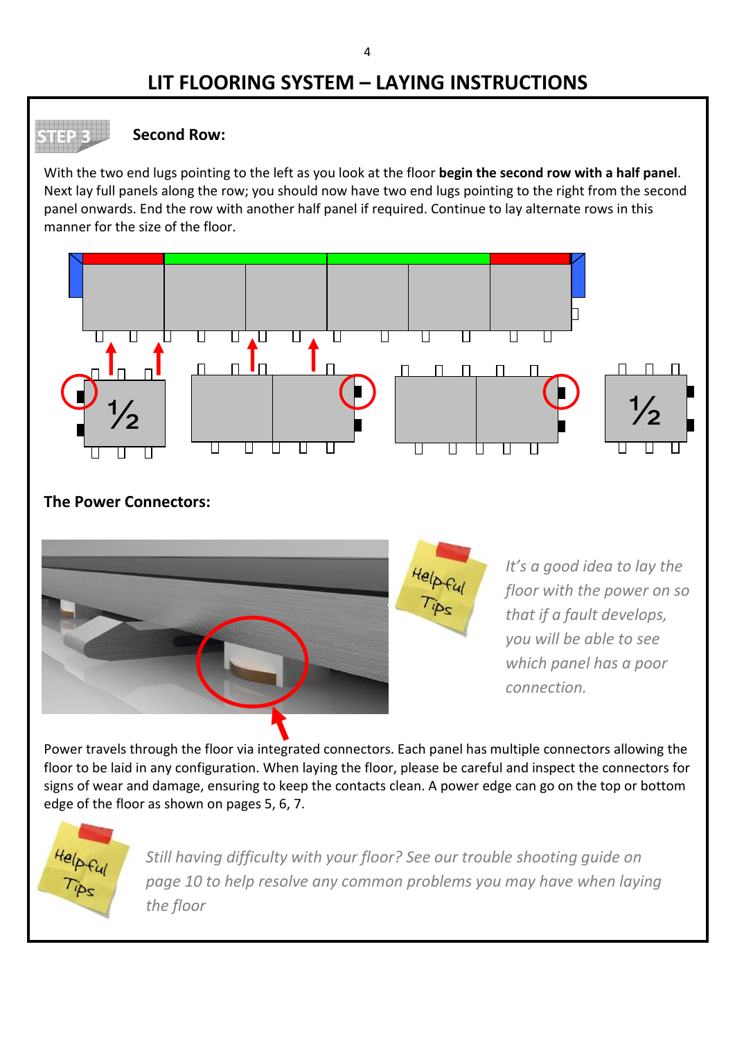# LIT FLOORING SYSTEM – LAYING INSTRUCTIONS

STEP 3

## Second Row:

With the two end lugs pointing to the left as you look at the floor **begin the second row with a half panel**. Next lay full panels along the row; you should now have two end lugs pointing to the right from the second panel onwards. End the row with another half panel if required. Continue to lay alternate rows in this manner for the size of the floor.

## The Power Connectors:

Helpful Tips

*It's a good idea to lay the floor with the power on so that if a fault develops, you will be able to see which panel has a poor connection.*

Power travels through the floor via integrated connectors. Each panel has multiple connectors allowing the floor to be laid in any configuration. When laying the floor, please be careful and inspect the connectors for signs of wear and damage, ensuring to keep the contacts clean. A power edge can go on the top or bottom edge of the floor as shown on pages 5, 6, 7.

Helpful Tips

*Still having difficulty with your floor? See our trouble shooting guide on page 10 to help resolve any common problems you may have when laying the floor*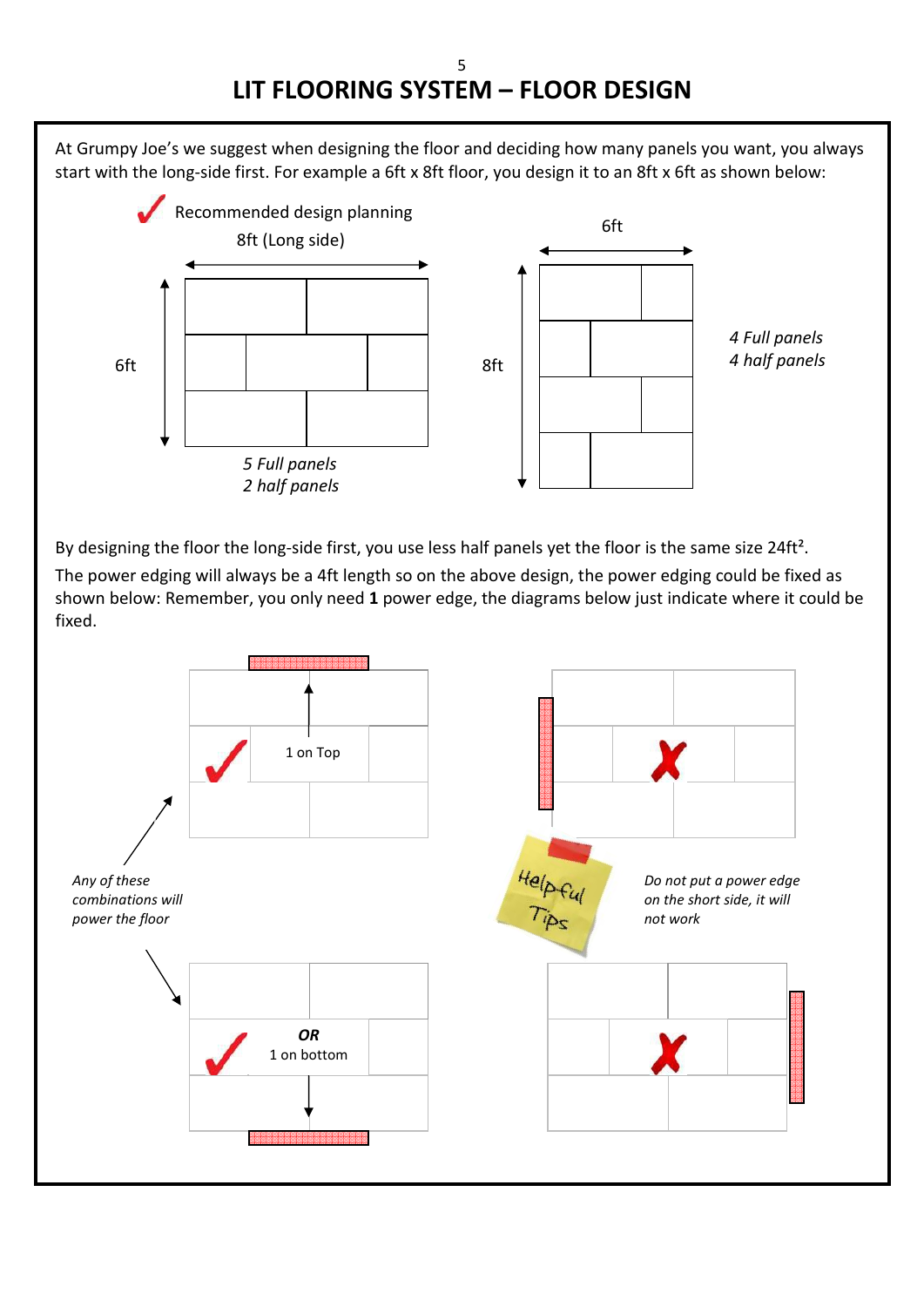# LIT FLOORING SYSTEM – FLOOR DESIGN

At Grumpy Joe's we suggest when designing the floor and deciding how many panels you want, you always start with the long-side first. For example a 6ft x 8ft floor, you design it to an 8ft x 6ft as shown below:

✓ Recommended design planning

8ft (Long side)

6ft

*5 Full panels*
*2 half panels*

6ft

8ft

*4 Full panels*
*4 half panels*

By designing the floor the long-side first, you use less half panels yet the floor is the same size 24ft².

The power edging will always be a 4ft length so on the above design, the power edging could be fixed as shown below: Remember, you only need **1** power edge, the diagrams below just indicate where it could be fixed.

1 on Top

*Any of these combinations will power the floor*

**OR**
1 on bottom

Helpful Tips

*Do not put a power edge on the short side, it will not work*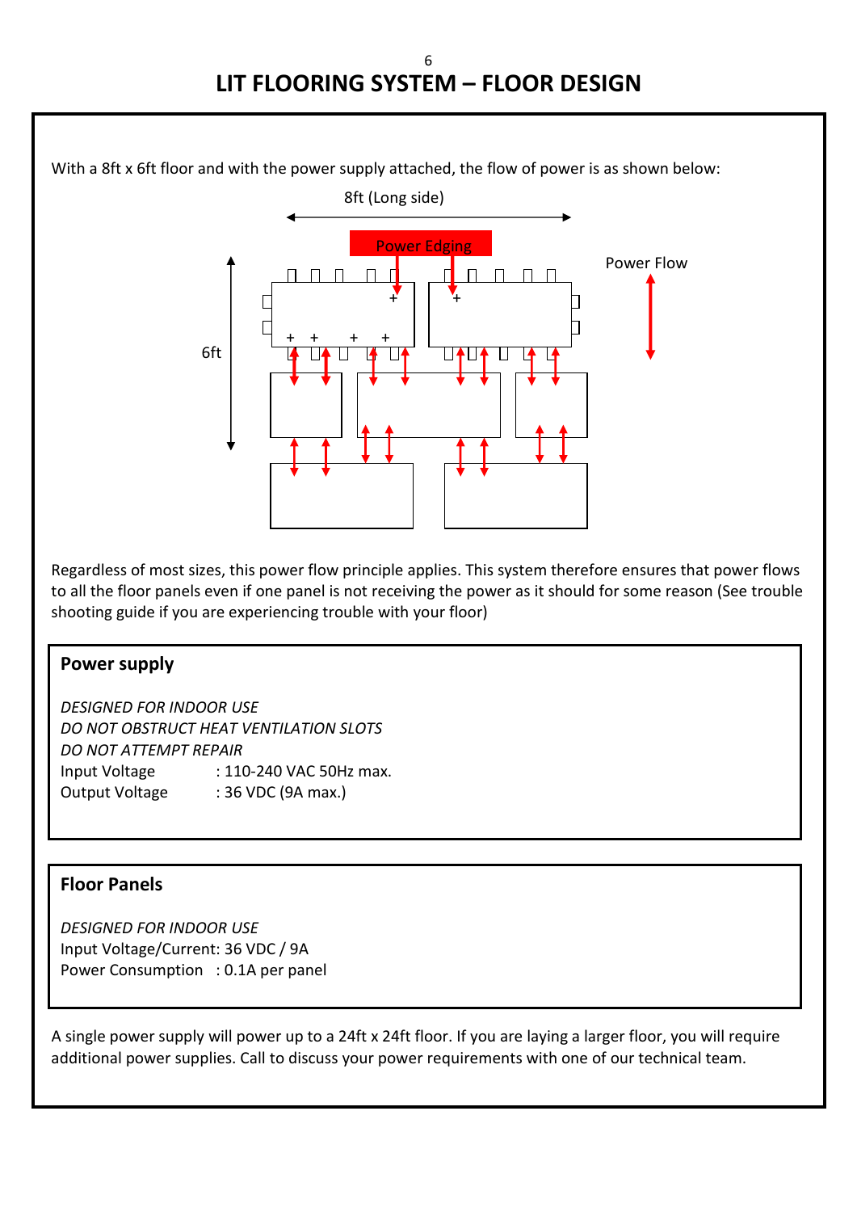# LIT FLOORING SYSTEM – FLOOR DESIGN

With a 8ft x 6ft floor and with the power supply attached, the flow of power is as shown below:

8ft (Long side)

Power Edging

Power Flow

6ft

Regardless of most sizes, this power flow principle applies. This system therefore ensures that power flows to all the floor panels even if one panel is not receiving the power as it should for some reason (See trouble shooting guide if you are experiencing trouble with your floor)

**Power supply**

*DESIGNED FOR INDOOR USE*
*DO NOT OBSTRUCT HEAT VENTILATION SLOTS*
*DO NOT ATTEMPT REPAIR*
Input Voltage : 110-240 VAC 50Hz max.
Output Voltage : 36 VDC (9A max.)

**Floor Panels**

*DESIGNED FOR INDOOR USE*
Input Voltage/Current: 36 VDC / 9A
Power Consumption : 0.1A per panel

A single power supply will power up to a 24ft x 24ft floor. If you are laying a larger floor, you will require additional power supplies. Call to discuss your power requirements with one of our technical team.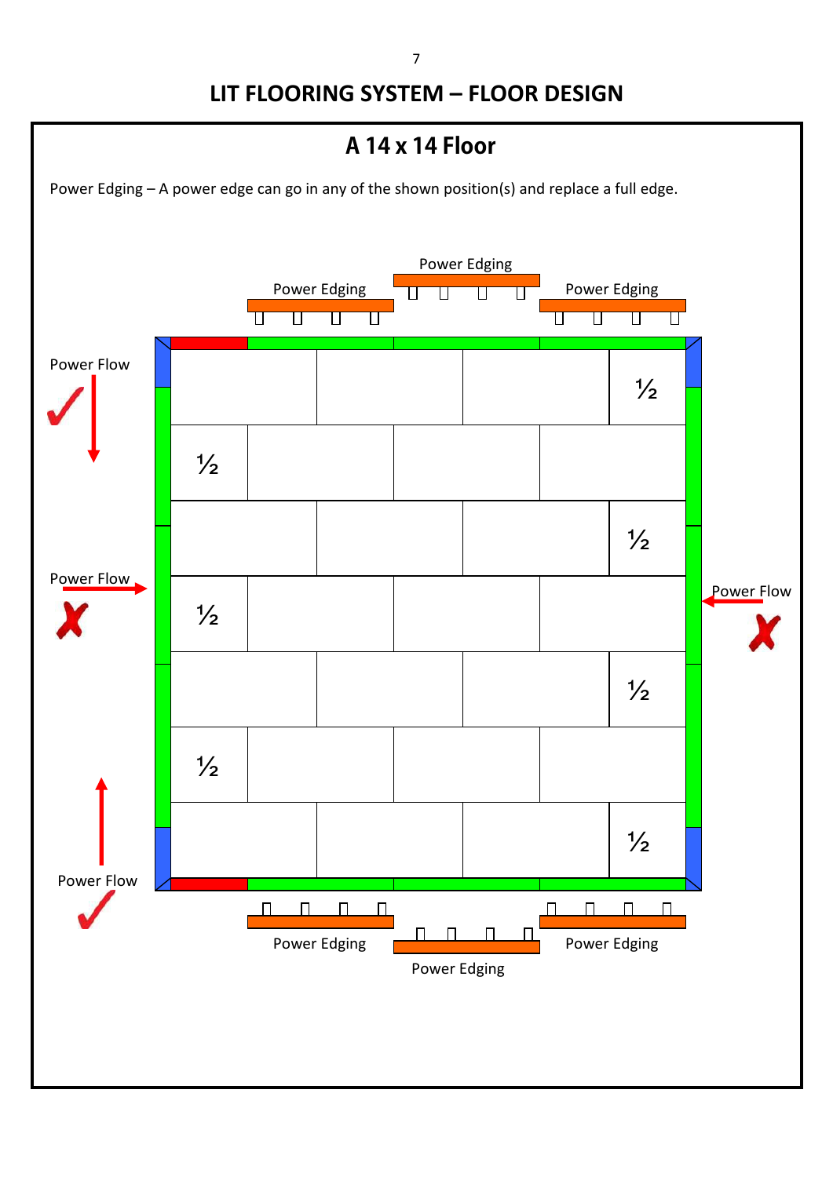# LIT FLOORING SYSTEM – FLOOR DESIGN

## A 14 x 14 Floor

Power Edging – A power edge can go in any of the shown position(s) and replace a full edge.

Power Edging

Power Edging

Power Edging

Power Flow

½

½

½

Power Flow

½

Power Flow

½

½

½

Power Flow

Power Edging

Power Edging

Power Edging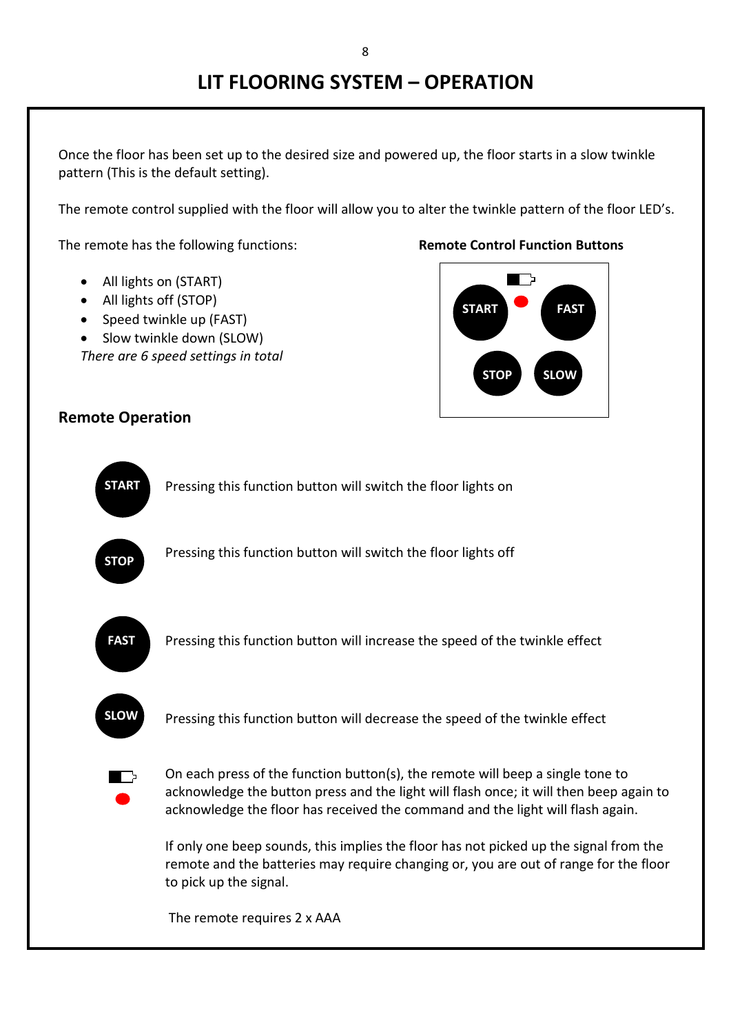# LIT FLOORING SYSTEM – OPERATION

Once the floor has been set up to the desired size and powered up, the floor starts in a slow twinkle pattern (This is the default setting).

The remote control supplied with the floor will allow you to alter the twinkle pattern of the floor LED's.

The remote has the following functions:

- All lights on (START)
- All lights off (STOP)
- Speed twinkle up (FAST)
- Slow twinkle down (SLOW)

*There are 6 speed settings in total*

**Remote Control Function Buttons**

START FAST

STOP SLOW

## Remote Operation

**START** Pressing this function button will switch the floor lights on

**STOP** Pressing this function button will switch the floor lights off

**FAST** Pressing this function button will increase the speed of the twinkle effect

**SLOW** Pressing this function button will decrease the speed of the twinkle effect

On each press of the function button(s), the remote will beep a single tone to acknowledge the button press and the light will flash once; it will then beep again to acknowledge the floor has received the command and the light will flash again.

If only one beep sounds, this implies the floor has not picked up the signal from the remote and the batteries may require changing or, you are out of range for the floor to pick up the signal.

The remote requires 2 x AAA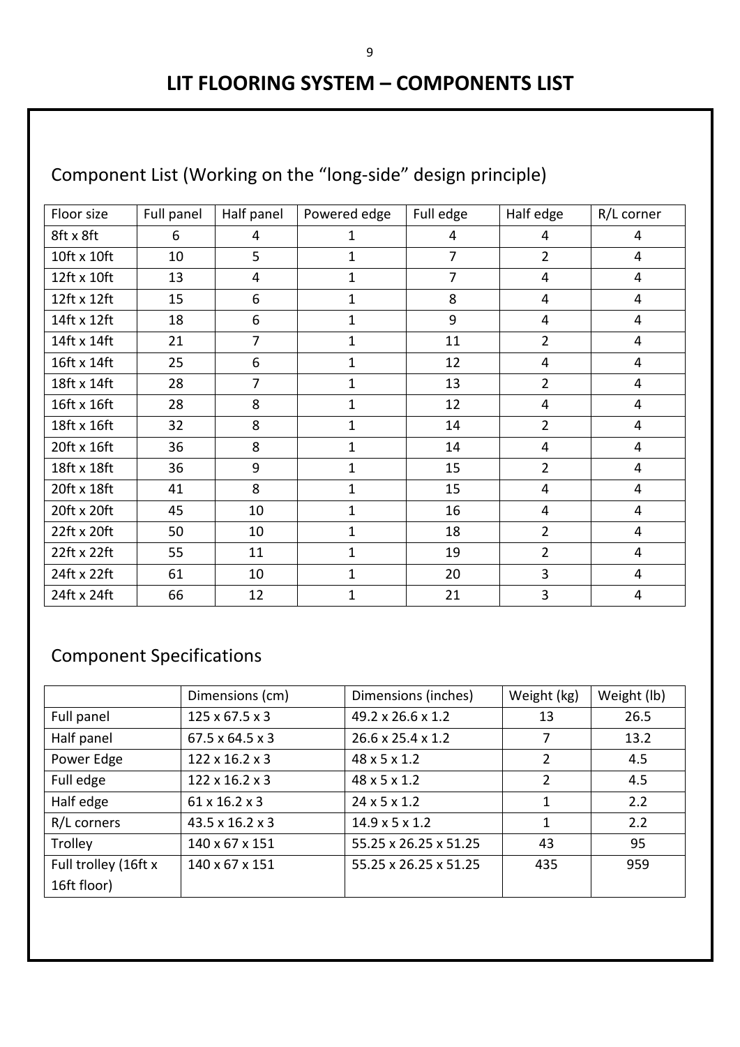# LIT FLOORING SYSTEM – COMPONENTS LIST

## Component List (Working on the "long-side" design principle)

| Floor size | Full panel | Half panel | Powered edge | Full edge | Half edge | R/L corner |
|---|---|---|---|---|---|---|
| 8ft x 8ft | 6 | 4 | 1 | 4 | 4 | 4 |
| 10ft x 10ft | 10 | 5 | 1 | 7 | 2 | 4 |
| 12ft x 10ft | 13 | 4 | 1 | 7 | 4 | 4 |
| 12ft x 12ft | 15 | 6 | 1 | 8 | 4 | 4 |
| 14ft x 12ft | 18 | 6 | 1 | 9 | 4 | 4 |
| 14ft x 14ft | 21 | 7 | 1 | 11 | 2 | 4 |
| 16ft x 14ft | 25 | 6 | 1 | 12 | 4 | 4 |
| 18ft x 14ft | 28 | 7 | 1 | 13 | 2 | 4 |
| 16ft x 16ft | 28 | 8 | 1 | 12 | 4 | 4 |
| 18ft x 16ft | 32 | 8 | 1 | 14 | 2 | 4 |
| 20ft x 16ft | 36 | 8 | 1 | 14 | 4 | 4 |
| 18ft x 18ft | 36 | 9 | 1 | 15 | 2 | 4 |
| 20ft x 18ft | 41 | 8 | 1 | 15 | 4 | 4 |
| 20ft x 20ft | 45 | 10 | 1 | 16 | 4 | 4 |
| 22ft x 20ft | 50 | 10 | 1 | 18 | 2 | 4 |
| 22ft x 22ft | 55 | 11 | 1 | 19 | 2 | 4 |
| 24ft x 22ft | 61 | 10 | 1 | 20 | 3 | 4 |
| 24ft x 24ft | 66 | 12 | 1 | 21 | 3 | 4 |

## Component Specifications

| | Dimensions (cm) | Dimensions (inches) | Weight (kg) | Weight (lb) |
|---|---|---|---|---|
| Full panel | 125 x 67.5 x 3 | 49.2 x 26.6 x 1.2 | 13 | 26.5 |
| Half panel | 67.5 x 64.5 x 3 | 26.6 x 25.4 x 1.2 | 7 | 13.2 |
| Power Edge | 122 x 16.2 x 3 | 48 x 5 x 1.2 | 2 | 4.5 |
| Full edge | 122 x 16.2 x 3 | 48 x 5 x 1.2 | 2 | 4.5 |
| Half edge | 61 x 16.2 x 3 | 24 x 5 x 1.2 | 1 | 2.2 |
| R/L corners | 43.5 x 16.2 x 3 | 14.9 x 5 x 1.2 | 1 | 2.2 |
| Trolley | 140 x 67 x 151 | 55.25 x 26.25 x 51.25 | 43 | 95 |
| Full trolley (16ft x 16ft floor) | 140 x 67 x 151 | 55.25 x 26.25 x 51.25 | 435 | 959 |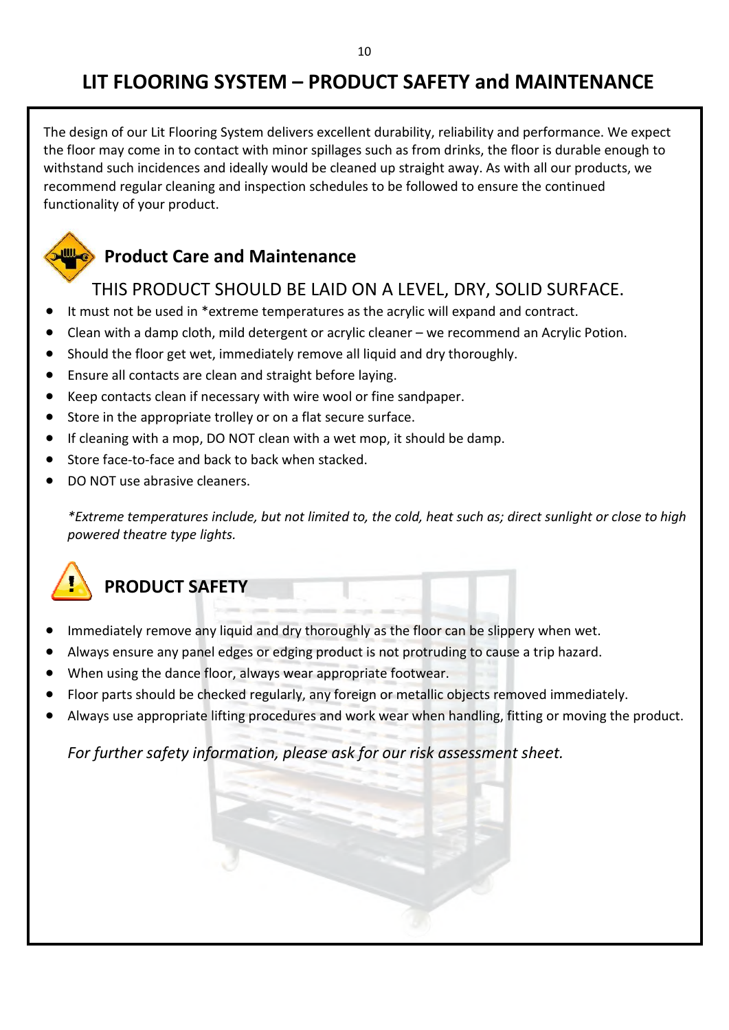# LIT FLOORING SYSTEM – PRODUCT SAFETY and MAINTENANCE

The design of our Lit Flooring System delivers excellent durability, reliability and performance. We expect the floor may come in to contact with minor spillages such as from drinks, the floor is durable enough to withstand such incidences and ideally would be cleaned up straight away. As with all our products, we recommend regular cleaning and inspection schedules to be followed to ensure the continued functionality of your product.

## Product Care and Maintenance

THIS PRODUCT SHOULD BE LAID ON A LEVEL, DRY, SOLID SURFACE.

- It must not be used in *extreme temperatures as the acrylic will expand and contract.
- Clean with a damp cloth, mild detergent or acrylic cleaner – we recommend an Acrylic Potion.
- Should the floor get wet, immediately remove all liquid and dry thoroughly.
- Ensure all contacts are clean and straight before laying.
- Keep contacts clean if necessary with wire wool or fine sandpaper.
- Store in the appropriate trolley or on a flat secure surface.
- If cleaning with a mop, DO NOT clean with a wet mop, it should be damp.
- Store face-to-face and back to back when stacked.
- DO NOT use abrasive cleaners.

*\*Extreme temperatures include, but not limited to, the cold, heat such as; direct sunlight or close to high powered theatre type lights.*

## PRODUCT SAFETY

- Immediately remove any liquid and dry thoroughly as the floor can be slippery when wet.
- Always ensure any panel edges or edging product is not protruding to cause a trip hazard.
- When using the dance floor, always wear appropriate footwear.
- Floor parts should be checked regularly, any foreign or metallic objects removed immediately.
- Always use appropriate lifting procedures and work wear when handling, fitting or moving the product.

*For further safety information, please ask for our risk assessment sheet.*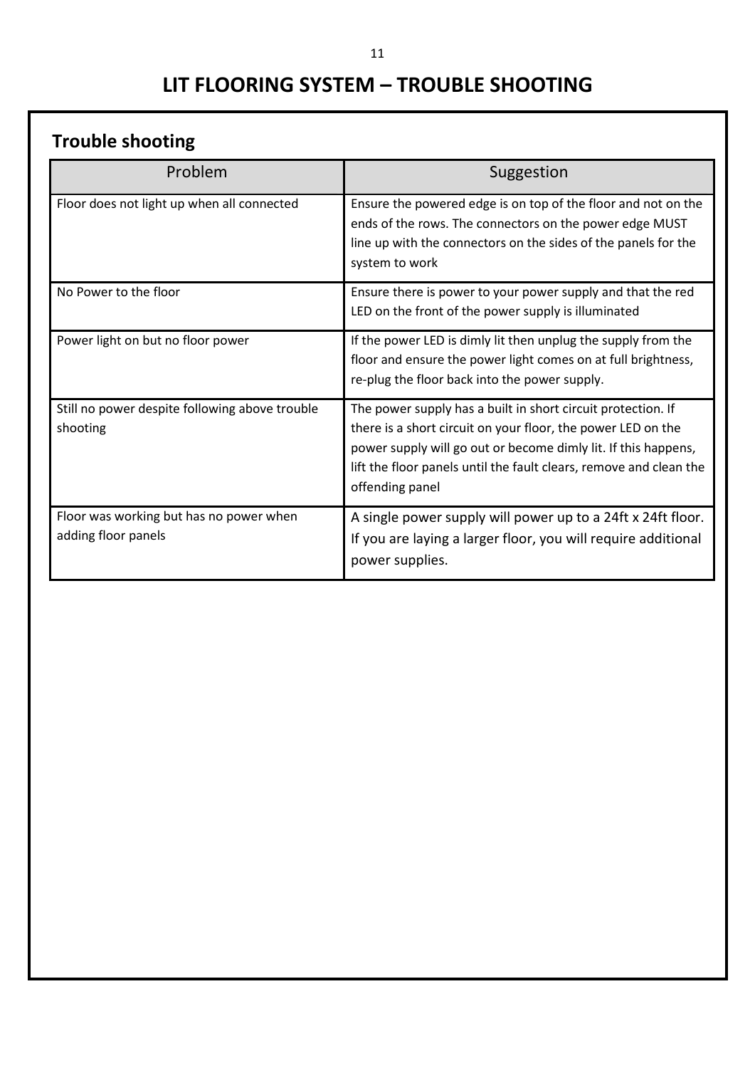# LIT FLOORING SYSTEM – TROUBLE SHOOTING

## Trouble shooting

| Problem | Suggestion |
|---|---|
| Floor does not light up when all connected | Ensure the powered edge is on top of the floor and not on the ends of the rows. The connectors on the power edge MUST line up with the connectors on the sides of the panels for the system to work |
| No Power to the floor | Ensure there is power to your power supply and that the red LED on the front of the power supply is illuminated |
| Power light on but no floor power | If the power LED is dimly lit then unplug the supply from the floor and ensure the power light comes on at full brightness, re-plug the floor back into the power supply. |
| Still no power despite following above trouble shooting | The power supply has a built in short circuit protection. If there is a short circuit on your floor, the power LED on the power supply will go out or become dimly lit. If this happens, lift the floor panels until the fault clears, remove and clean the offending panel |
| Floor was working but has no power when adding floor panels | A single power supply will power up to a 24ft x 24ft floor. If you are laying a larger floor, you will require additional power supplies. |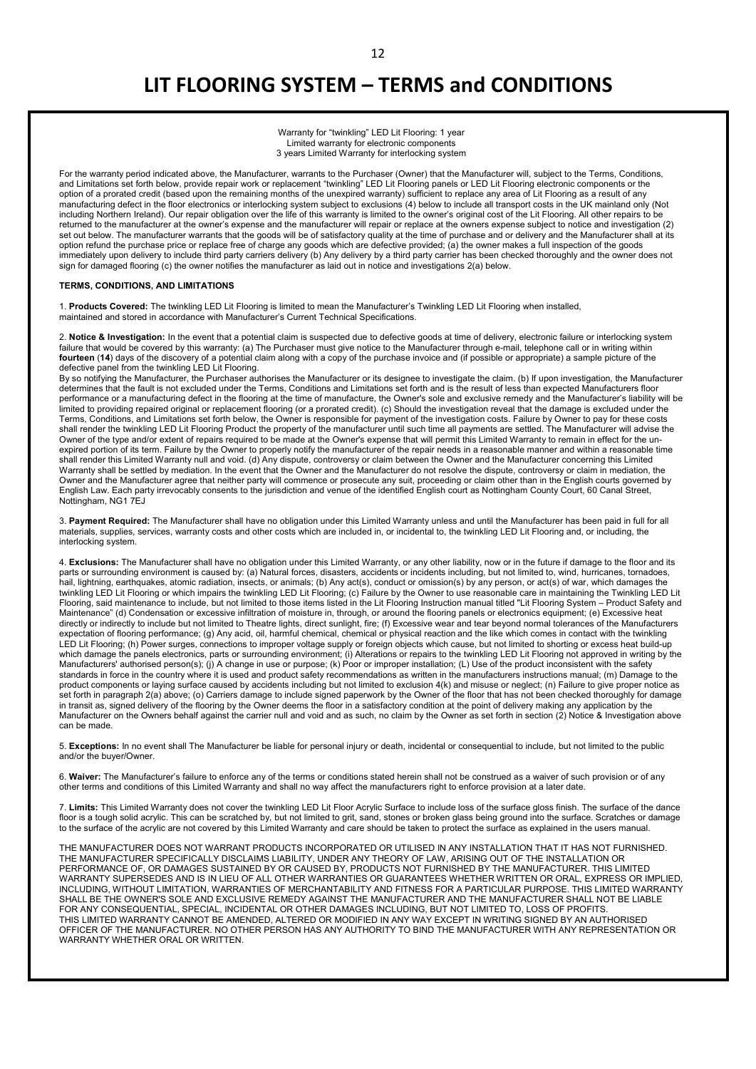# LIT FLOORING SYSTEM – TERMS and CONDITIONS

Warranty for "twinkling" LED Lit Flooring: 1 year
Limited warranty for electronic components
3 years Limited Warranty for interlocking system

For the warranty period indicated above, the Manufacturer, warrants to the Purchaser (Owner) that the Manufacturer will, subject to the Terms, Conditions, and Limitations set forth below, provide repair work or replacement "twinkling" LED Lit Flooring panels or LED Lit Flooring electronic components or the option of a prorated credit (based upon the remaining months of the unexpired warranty) sufficient to replace any area of Lit Flooring as a result of any manufacturing defect in the floor electronics or interlocking system subject to exclusions (4) below to include all transport costs in the UK mainland only (Not including Northern Ireland). Our repair obligation over the life of this warranty is limited to the owner's original cost of the Lit Flooring. All other repairs to be returned to the manufacturer at the owner's expense and the manufacturer will repair or replace at the owners expense subject to notice and investigation (2) set out below. The manufacturer warrants that the goods will be of satisfactory quality at the time of purchase and or delivery and the Manufacturer shall at its option refund the purchase price or replace free of charge any goods which are defective provided; (a) the owner makes a full inspection of the goods immediately upon delivery to include third party carriers delivery (b) Any delivery by a third party carrier has been checked thoroughly and the owner does not sign for damaged flooring (c) the owner notifies the manufacturer as laid out in notice and investigations 2(a) below.

**TERMS, CONDITIONS, AND LIMITATIONS**

1. **Products Covered:** The twinkling LED Lit Flooring is limited to mean the Manufacturer's Twinkling LED Lit Flooring when installed, maintained and stored in accordance with Manufacturer's Current Technical Specifications.

2. **Notice & Investigation:** In the event that a potential claim is suspected due to defective goods at time of delivery, electronic failure or interlocking system failure that would be covered by this warranty: (a) The Purchaser must give notice to the Manufacturer through e-mail, telephone call or in writing within **fourteen** (**14**) days of the discovery of a potential claim along with a copy of the purchase invoice and (if possible or appropriate) a sample picture of the defective panel from the twinkling LED Lit Flooring.
By so notifying the Manufacturer, the Purchaser authorises the Manufacturer or its designee to investigate the claim. (b) If upon investigation, the Manufacturer determines that the fault is not excluded under the Terms, Conditions and Limitations set forth and is the result of less than expected Manufacturers floor performance or a manufacturing defect in the flooring at the time of manufacture, the Owner's sole and exclusive remedy and the Manufacturer's liability will be limited to providing repaired original or replacement flooring (or a prorated credit). (c) Should the investigation reveal that the damage is excluded under the Terms, Conditions, and Limitations set forth below, the Owner is responsible for payment of the investigation costs. Failure by Owner to pay for these costs shall render the twinkling LED Lit Flooring Product the property of the manufacturer until such time all payments are settled. The Manufacturer will advise the Owner of the type and/or extent of repairs required to be made at the Owner's expense that will permit this Limited Warranty to remain in effect for the un-expired portion of its term. Failure by the Owner to properly notify the manufacturer of the repair needs in a reasonable manner and within a reasonable time shall render this Limited Warranty null and void. (d) Any dispute, controversy or claim between the Owner and the Manufacturer concerning this Limited Warranty shall be settled by mediation. In the event that the Owner and the Manufacturer do not resolve the dispute, controversy or claim in mediation, the Owner and the Manufacturer agree that neither party will commence or prosecute any suit, proceeding or claim other than in the English courts governed by English Law. Each party irrevocably consents to the jurisdiction and venue of the identified English court as Nottingham County Court, 60 Canal Street, Nottingham, NG1 7EJ

3. **Payment Required:** The Manufacturer shall have no obligation under this Limited Warranty unless and until the Manufacturer has been paid in full for all materials, supplies, services, warranty costs and other costs which are included in, or incidental to, the twinkling LED Lit Flooring and, or including, the interlocking system.

4. **Exclusions:** The Manufacturer shall have no obligation under this Limited Warranty, or any other liability, now or in the future if damage to the floor and its parts or surrounding environment is caused by: (a) Natural forces, disasters, accidents or incidents including, but not limited to, wind, hurricanes, tornadoes, hail, lightning, earthquakes, atomic radiation, insects, or animals; (b) Any act(s), conduct or omission(s) by any person, or act(s) of war, which damages the twinkling LED Lit Flooring or which impairs the twinkling LED Lit Flooring; (c) Failure by the Owner to use reasonable care in maintaining the Twinkling LED Lit Flooring, said maintenance to include, but not limited to those items listed in the Lit Flooring Instruction manual titled "Lit Flooring System – Product Safety and Maintenance" (d) Condensation or excessive infiltration of moisture in, through, or around the flooring panels or electronics equipment; (e) Excessive heat directly or indirectly to include but not limited to Theatre lights, direct sunlight, fire; (f) Excessive wear and tear beyond normal tolerances of the Manufacturers expectation of flooring performance; (g) Any acid, oil, harmful chemical, chemical or physical reaction and the like which comes in contact with the twinkling LED Lit Flooring; (h) Power surges, connections to improper voltage supply or foreign objects which cause, but not limited to shorting or excess heat build-up which damage the panels electronics, parts or surrounding environment; (i) Alterations or repairs to the twinkling LED Lit Flooring not approved in writing by the Manufacturers' authorised person(s); (j) A change in use or purpose; (k) Poor or improper installation; (L) Use of the product inconsistent with the safety standards in force in the country where it is used and product safety recommendations as written in the manufacturers instructions manual; (m) Damage to the product components or laying surface caused by accidents including but not limited to exclusion 4(k) and misuse or neglect; (n) Failure to give proper notice as set forth in paragraph 2(a) above; (o) Carriers damage to include signed paperwork by the Owner of the floor that has not been checked thoroughly for damage in transit as, signed delivery of the flooring by the Owner deems the floor in a satisfactory condition at the point of delivery making any application by the Manufacturer on the Owners behalf against the carrier null and void and as such, no claim by the Owner as set forth in section (2) Notice & Investigation above can be made.

5. **Exceptions:** In no event shall The Manufacturer be liable for personal injury or death, incidental or consequential to include, but not limited to the public and/or the buyer/Owner.

6. **Waiver:** The Manufacturer's failure to enforce any of the terms or conditions stated herein shall not be construed as a waiver of such provision or of any other terms and conditions of this Limited Warranty and shall no way affect the manufacturers right to enforce provision at a later date.

7. **Limits:** This Limited Warranty does not cover the twinkling LED Lit Floor Acrylic Surface to include loss of the surface gloss finish. The surface of the dance floor is a tough solid acrylic. This can be scratched by, but not limited to grit, sand, stones or broken glass being ground into the surface. Scratches or damage to the surface of the acrylic are not covered by this Limited Warranty and care should be taken to protect the surface as explained in the users manual.

THE MANUFACTURER DOES NOT WARRANT PRODUCTS INCORPORATED OR UTILISED IN ANY INSTALLATION THAT IT HAS NOT FURNISHED. THE MANUFACTURER SPECIFICALLY DISCLAIMS LIABILITY, UNDER ANY THEORY OF LAW, ARISING OUT OF THE INSTALLATION OR PERFORMANCE OF, OR DAMAGES SUSTAINED BY OR CAUSED BY, PRODUCTS NOT FURNISHED BY THE MANUFACTURER. THIS LIMITED WARRANTY SUPERSEDES AND IS IN LIEU OF ALL OTHER WARRANTIES OR GUARANTEES WHETHER WRITTEN OR ORAL, EXPRESS OR IMPLIED, INCLUDING, WITHOUT LIMITATION, WARRANTIES OF MERCHANTABILITY AND FITNESS FOR A PARTICULAR PURPOSE. THIS LIMITED WARRANTY SHALL BE THE OWNER'S SOLE AND EXCLUSIVE REMEDY AGAINST THE MANUFACTURER AND THE MANUFACTURER SHALL NOT BE LIABLE FOR ANY CONSEQUENTIAL, SPECIAL, INCIDENTAL OR OTHER DAMAGES INCLUDING, BUT NOT LIMITED TO, LOSS OF PROFITS.
THIS LIMITED WARRANTY CANNOT BE AMENDED, ALTERED OR MODIFIED IN ANY WAY EXCEPT IN WRITING SIGNED BY AN AUTHORISED OFFICER OF THE MANUFACTURER. NO OTHER PERSON HAS ANY AUTHORITY TO BIND THE MANUFACTURER WITH ANY REPRESENTATION OR WARRANTY WHETHER ORAL OR WRITTEN.